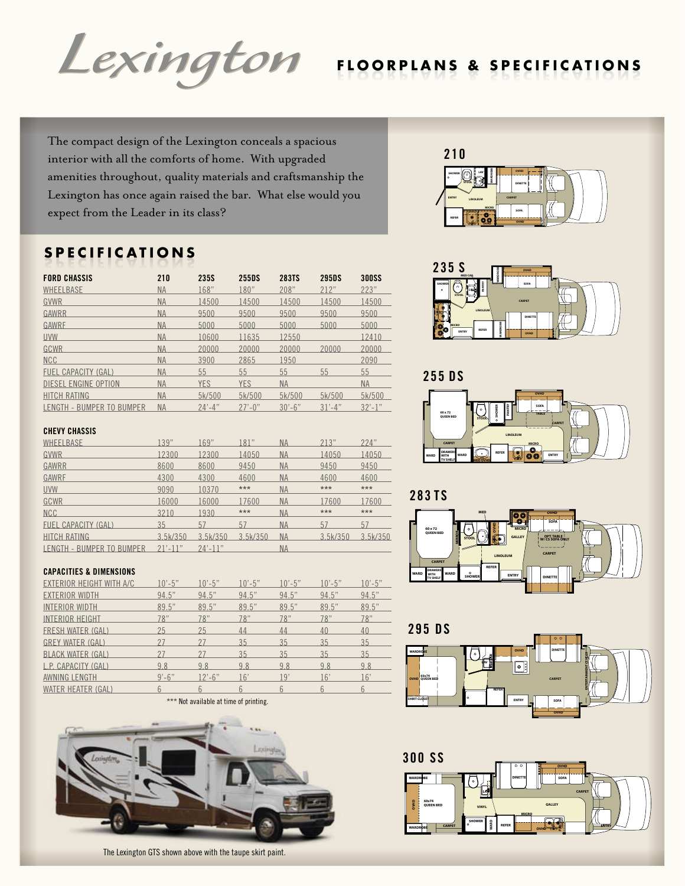# Lexington

## FLOORPLANS & SPECIFICATIONS

The compact design of the Lexington conceals a spacious interior with all the comforts of home. With upgraded amenities throughout, quality materials and craftsmanship the Lexington has once again raised the bar. What else would you expect from the Leader in its class?

## SPECIFICATIONS

| FORD CHASSIS | 210 | 235S | 255DS | 283TS | 295DS | 300SS |
|---|---|---|---|---|---|---|
| WHEELBASE | NA | 168" | 180" | 208" | 212" | 223" |
| GVWR | NA | 14500 | 14500 | 14500 | 14500 | 14500 |
| GAWRR | NA | 9500 | 9500 | 9500 | 9500 | 9500 |
| GAWRF | NA | 5000 | 5000 | 5000 | 5000 | 5000 |
| UVW | NA | 10600 | 11635 | 12550 | | 12410 |
| GCWR | NA | 20000 | 20000 | 20000 | 20000 | 20000 |
| NCC | NA | 3900 | 2865 | 1950 | | 2090 |
| FUEL CAPACITY (GAL) | NA | 55 | 55 | 55 | 55 | 55 |
| DIESEL ENGINE OPTION | NA | YES | YES | NA | | NA |
| HITCH RATING | NA | 5k/500 | 5k/500 | 5k/500 | 5k/500 | 5k/500 |
| LENGTH - BUMPER TO BUMPER | NA | 24'-4" | 27'-0" | 30'-6" | 31'-4" | 32'-1" |

| CHEVY CHASSIS | 210 | 235S | 255DS | 283TS | 295DS | 300SS |
|---|---|---|---|---|---|---|
| WHEELBASE | 139" | 169" | 181" | NA | 213" | 224" |
| GVWR | 12300 | 12300 | 14050 | NA | 14050 | 14050 |
| GAWRR | 8600 | 8600 | 9450 | NA | 9450 | 9450 |
| GAWRF | 4300 | 4300 | 4600 | NA | 4600 | 4600 |
| UVW | 9090 | 10370 | *** | NA | *** | *** |
| GCWR | 16000 | 16000 | 17600 | NA | 17600 | 17600 |
| NCC | 3210 | 1930 | *** | NA | *** | *** |
| FUEL CAPACITY (GAL) | 35 | 57 | 57 | NA | 57 | 57 |
| HITCH RATING | 3.5k/350 | 3.5k/350 | 3.5k/350 | NA | 3.5k/350 | 3.5k/350 |
| LENGTH - BUMPER TO BUMPER | 21'-11" | 24'-11" | | NA | | |

| CAPACITIES & DIMENSIONS | 210 | 235S | 255DS | 283TS | 295DS | 300SS |
|---|---|---|---|---|---|---|
| EXTERIOR HEIGHT WITH A/C | 10'-5" | 10'-5" | 10'-5" | 10'-5" | 10'-5" | 10'-5" |
| EXTERIOR WIDTH | 94.5" | 94.5" | 94.5" | 94.5" | 94.5" | 94.5" |
| INTERIOR WIDTH | 89.5" | 89.5" | 89.5" | 89.5" | 89.5" | 89.5" |
| INTERIOR HEIGHT | 78" | 78" | 78" | 78" | 78" | 78" |
| FRESH WATER (GAL) | 25 | 25 | 44 | 44 | 40 | 40 |
| GREY WATER (GAL) | 27 | 27 | 35 | 35 | 35 | 35 |
| BLACK WATER (GAL) | 27 | 27 | 35 | 35 | 35 | 35 |
| L.P. CAPACITY (GAL) | 9.8 | 9.8 | 9.8 | 9.8 | 9.8 | 9.8 |
| AWNING LENGTH | 9'-6" | 12'-6" | 16' | 19' | 16' | 16' |
| WATER HEATER (GAL) | 6 | 6 | 6 | 6 | 6 | 6 |

*** Not available at time of printing.

The Lexington GTS shown above with the taupe skirt paint.

### 210

### 235 S

### 255 DS

### 283 TS

### 295 DS

### 300 SS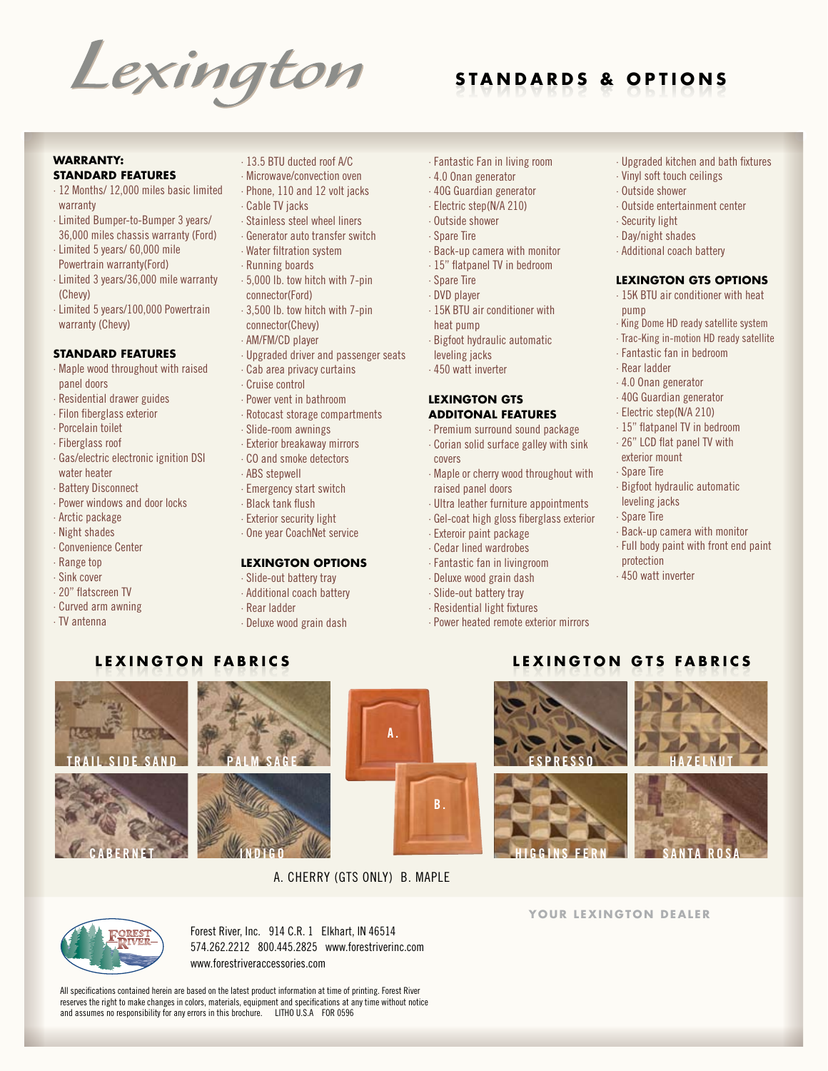# Lexington

## STANDARDS & OPTIONS

### WARRANTY: STANDARD FEATURES

- 12 Months/ 12,000 miles basic limited warranty
- Limited Bumper-to-Bumper 3 years/ 36,000 miles chassis warranty (Ford)
- Limited 5 years/ 60,000 mile Powertrain warranty(Ford)
- Limited 3 years/36,000 mile warranty (Chevy)
- Limited 5 years/100,000 Powertrain warranty (Chevy)

### STANDARD FEATURES

- Maple wood throughout with raised panel doors
- Residential drawer guides
- Filon fiberglass exterior
- Porcelain toilet
- Fiberglass roof
- Gas/electric electronic ignition DSI water heater
- Battery Disconnect
- Power windows and door locks
- Arctic package
- Night shades
- Convenience Center
- Range top
- Sink cover
- 20" flatscreen TV
- Curved arm awning
- TV antenna
- 13.5 BTU ducted roof A/C
- Microwave/convection oven
- Phone, 110 and 12 volt jacks
- Cable TV jacks
- Stainless steel wheel liners
- Generator auto transfer switch
- Water filtration system
- Running boards
- 5,000 lb. tow hitch with 7-pin connector(Ford)
- 3,500 lb. tow hitch with 7-pin connector(Chevy)
- AM/FM/CD player
- Upgraded driver and passenger seats
- Cab area privacy curtains
- Cruise control
- Power vent in bathroom
- Rotocast storage compartments
- Slide-room awnings
- Exterior breakaway mirrors
- CO and smoke detectors
- ABS stepwell
- Emergency start switch
- Black tank flush
- Exterior security light
- One year CoachNet service

### LEXINGTON OPTIONS

- Slide-out battery tray
- Additional coach battery
- Rear ladder
- Deluxe wood grain dash
- Fantastic Fan in living room
- 4.0 Onan generator
- 40G Guardian generator
- Electric step(N/A 210)
- Outside shower
- Spare Tire
- Back-up camera with monitor
- 15" flatpanel TV in bedroom
- Spare Tire
- DVD player
- 15K BTU air conditioner with heat pump
- Bigfoot hydraulic automatic leveling jacks
- 450 watt inverter

### LEXINGTON GTS ADDITONAL FEATURES

- Premium surround sound package
- Corian solid surface galley with sink covers
- Maple or cherry wood throughout with raised panel doors
- Ultra leather furniture appointments
- Gel-coat high gloss fiberglass exterior
- Exteroir paint package
- Cedar lined wardrobes
- Fantastic fan in livingroom
- Deluxe wood grain dash
- Slide-out battery tray
- Residential light fixtures
- Power heated remote exterior mirrors
- Upgraded kitchen and bath fixtures
- Vinyl soft touch ceilings
- Outside shower
- Outside entertainment center
- Security light
- Day/night shades
- Additional coach battery

### LEXINGTON GTS OPTIONS

- 15K BTU air conditioner with heat pump
- King Dome HD ready satellite system
- Trac-King in-motion HD ready satellite
- Fantastic fan in bedroom
- Rear ladder
- 4.0 Onan generator
- 40G Guardian generator
- Electric step(N/A 210)
- 15" flatpanel TV in bedroom
- 26" LCD flat panel TV with exterior mount
- Spare Tire
- Bigfoot hydraulic automatic leveling jacks
- Spare Tire
- Back-up camera with monitor
- Full body paint with front end paint protection
- 450 watt inverter

## LEXINGTON FABRICS

TRAIL SIDE SAND
PALM SAGE
CABERNET
INDIGO

A. B.

A. CHERRY (GTS ONLY) B. MAPLE

## LEXINGTON GTS FABRICS

ESPRESSO
HAZELNUT
HIGGINS FERN
SANTA ROSA

YOUR LEXINGTON DEALER

Forest River, Inc. 914 C.R. 1 Elkhart, IN 46514
574.262.2212 800.445.2825 www.forestriverinc.com
www.forestriveraccessories.com

All specifications contained herein are based on the latest product information at time of printing. Forest River reserves the right to make changes in colors, materials, equipment and specifications at any time without notice and assumes no responsibility for any errors in this brochure. LITHO U.S.A FOR 0596